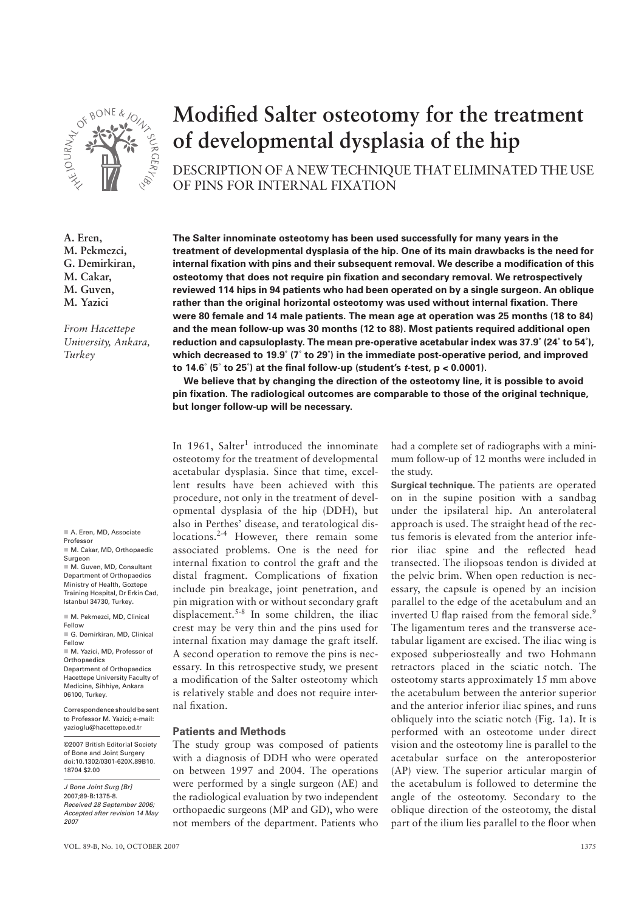# Modified Salter osteotomy for the treatment of developmental dysplasia of the hip

DESCRIPTION OF A NEW TECHNIQUE THAT ELIMINATED THE USE OF PINS FOR INTERNAL FIXATION

**A. Eren, M. Pekmezci, G. Demirkiran, M. Cakar, M. Guven, M. Yazici**

*From Hacettepe University, Ankara, Turkey*

**The Salter innominate osteotomy has been used successfully for many years in the treatment of developmental dysplasia of the hip. One of its main drawbacks is the need for internal fixation with pins and their subsequent removal. We describe a modification of this osteotomy that does not require pin fixation and secondary removal. We retrospectively reviewed 114 hips in 94 patients who had been operated on by a single surgeon. An oblique rather than the original horizontal osteotomy was used without internal fixation. There were 80 female and 14 male patients. The mean age at operation was 25 months (18 to 84) and the mean follow-up was 30 months (12 to 88). Most patients required additional open reduction and capsuloplasty. The mean pre-operative acetabular index was 37.9° (24° to 54°), which decreased to 19.9° (7° to 29°) in the immediate post-operative period, and improved to 14.6° (5° to 25°) at the final follow-up (student's *t*-test, $p < 0.0001$).**

**We believe that by changing the direction of the osteotomy line, it is possible to avoid pin fixation. The radiological outcomes are comparable to those of the original technique, but longer follow-up will be necessary.**

In 1961, Salter[1] introduced the innominate osteotomy for the treatment of developmental acetabular dysplasia. Since that time, excellent results have been achieved with this procedure, not only in the treatment of developmental dysplasia of the hip (DDH), but also in Perthes' disease, and teratological dislocations.[2-4] However, there remain some associated problems. One is the need for internal fixation to control the graft and the distal fragment. Complications of fixation include pin breakage, joint penetration, and pin migration with or without secondary graft displacement.[5-8] In some children, the iliac crest may be very thin and the pins used for internal fixation may damage the graft itself. A second operation to remove the pins is necessary. In this retrospective study, we present a modification of the Salter osteotomy which is relatively stable and does not require internal fixation.

## Patients and Methods

The study group was composed of patients with a diagnosis of DDH who were operated on between 1997 and 2004. The operations were performed by a single surgeon (AE) and the radiological evaluation by two independent orthopaedic surgeons (MP and GD), who were not members of the department. Patients who had a complete set of radiographs with a minimum follow-up of 12 months were included in the study.

**Surgical technique.** The patients are operated on in the supine position with a sandbag under the ipsilateral hip. An anterolateral approach is used. The straight head of the rectus femoris is elevated from the anterior inferior iliac spine and the reflected head transected. The iliopsoas tendon is divided at the pelvic brim. When open reduction is necessary, the capsule is opened by an incision parallel to the edge of the acetabulum and an inverted U flap raised from the femoral side.[9] The ligamentum teres and the transverse acetabular ligament are excised. The iliac wing is exposed subperiosteally and two Hohmann retractors placed in the sciatic notch. The osteotomy starts approximately 15 mm above the acetabulum between the anterior superior and the anterior inferior iliac spines, and runs obliquely into the sciatic notch (Fig. 1a). It is performed with an osteotome under direct vision and the osteotomy line is parallel to the acetabular surface on the anteroposterior (AP) view. The superior articular margin of the acetabulum is followed to determine the angle of the osteotomy. Secondary to the oblique direction of the osteotomy, the distal part of the ilium lies parallel to the floor when

- A. Eren, MD, Associate Professor
- M. Cakar, MD, Orthopaedic Surgeon
- M. Guven, MD, Consultant
Department of Orthopaedics Ministry of Health, Goztepe Training Hospital, Dr Erkin Cad, Istanbul 34730, Turkey.

- M. Pekmezci, MD, Clinical Fellow
- G. Demirkiran, MD, Clinical Fellow
- M. Yazici, MD, Professor of Orthopaedics
Department of Orthopaedics Hacettepe University Faculty of Medicine, Sihhiye, Ankara 06100, Turkey.

Correspondence should be sent to Professor M. Yazici; e-mail: yazioglu@hacettepe.ed.tr

©2007 British Editorial Society of Bone and Joint Surgery
doi:10.1302/0301-620X.89B10.18704 $2.00

*J Bone Joint Surg [Br] 2007;89-B:1375-8.*
*Received 28 September 2006; Accepted after revision 14 May 2007*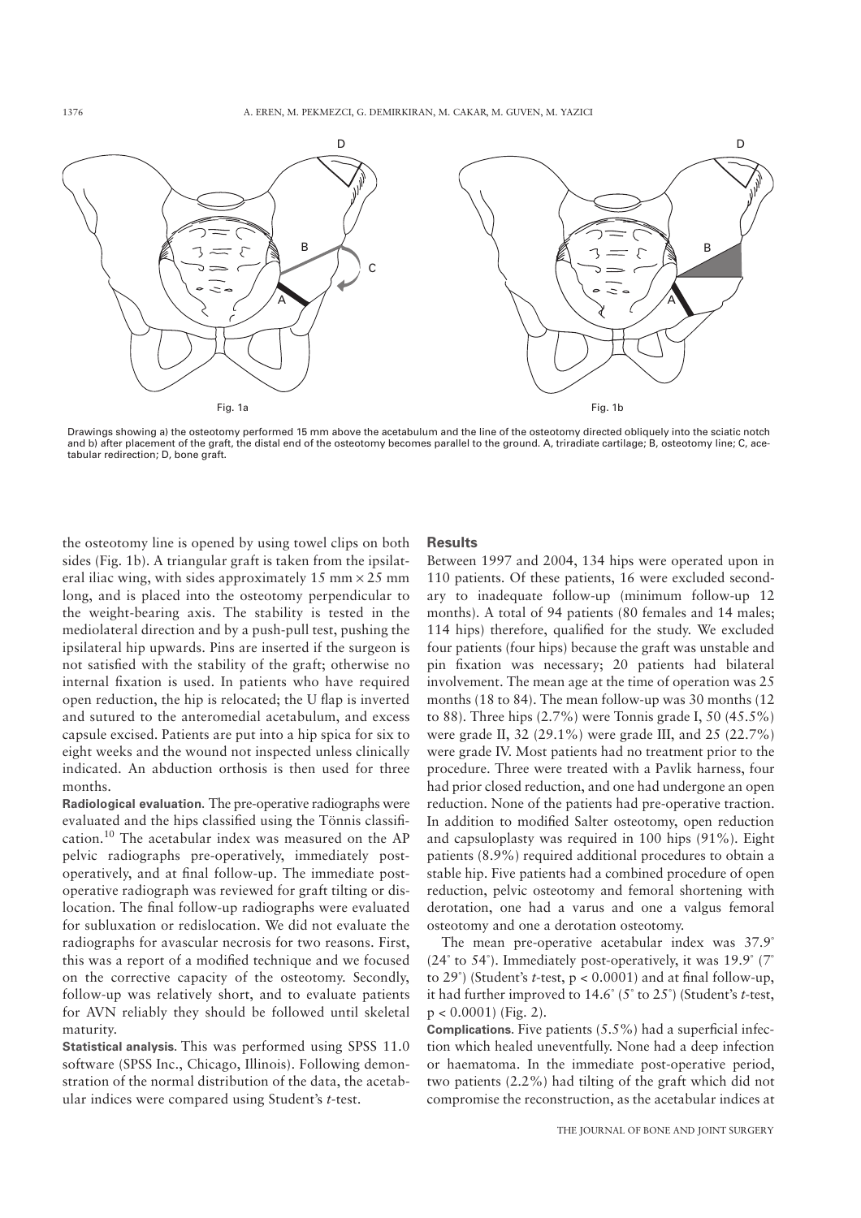Fig. 1a

Fig. 1b

Drawings showing a) the osteotomy performed 15 mm above the acetabulum and the line of the osteotomy directed obliquely into the sciatic notch and b) after placement of the graft, the distal end of the osteotomy becomes parallel to the ground. A, triradiate cartilage; B, osteotomy line; C, acetabular redirection; D, bone graft.

the osteotomy line is opened by using towel clips on both sides (Fig. 1b). A triangular graft is taken from the ipsilateral iliac wing, with sides approximately 15 mm × 25 mm long, and is placed into the osteotomy perpendicular to the weight-bearing axis. The stability is tested in the mediolateral direction and by a push-pull test, pushing the ipsilateral hip upwards. Pins are inserted if the surgeon is not satisfied with the stability of the graft; otherwise no internal fixation is used. In patients who have required open reduction, the hip is relocated; the U flap is inverted and sutured to the anteromedial acetabulum, and excess capsule excised. Patients are put into a hip spica for six to eight weeks and the wound not inspected unless clinically indicated. An abduction orthosis is then used for three months.

**Radiological evaluation**. The pre-operative radiographs were evaluated and the hips classified using the Tönnis classification.[10] The acetabular index was measured on the AP pelvic radiographs pre-operatively, immediately post-operatively, and at final follow-up. The immediate post-operative radiograph was reviewed for graft tilting or dislocation. The final follow-up radiographs were evaluated for subluxation or redislocation. We did not evaluate the radiographs for avascular necrosis for two reasons. First, this was a report of a modified technique and we focused on the corrective capacity of the osteotomy. Secondly, follow-up was relatively short, and to evaluate patients for AVN reliably they should be followed until skeletal maturity.

**Statistical analysis**. This was performed using SPSS 11.0 software (SPSS Inc., Chicago, Illinois). Following demonstration of the normal distribution of the data, the acetabular indices were compared using Student's *t*-test.

## Results

Between 1997 and 2004, 134 hips were operated upon in 110 patients. Of these patients, 16 were excluded secondary to inadequate follow-up (minimum follow-up 12 months). A total of 94 patients (80 females and 14 males; 114 hips) therefore, qualified for the study. We excluded four patients (four hips) because the graft was unstable and pin fixation was necessary; 20 patients had bilateral involvement. The mean age at the time of operation was 25 months (18 to 84). The mean follow-up was 30 months (12 to 88). Three hips (2.7%) were Tonnis grade I, 50 (45.5%) were grade II, 32 (29.1%) were grade III, and 25 (22.7%) were grade IV. Most patients had no treatment prior to the procedure. Three were treated with a Pavlik harness, four had prior closed reduction, and one had undergone an open reduction. None of the patients had pre-operative traction. In addition to modified Salter osteotomy, open reduction and capsuloplasty was required in 100 hips (91%). Eight patients (8.9%) required additional procedures to obtain a stable hip. Five patients had a combined procedure of open reduction, pelvic osteotomy and femoral shortening with derotation, one had a varus and one a valgus femoral osteotomy and one a derotation osteotomy.

The mean pre-operative acetabular index was 37.9° (24° to 54°). Immediately post-operatively, it was 19.9° (7° to 29°) (Student's *t*-test, $p < 0.0001$) and at final follow-up, it had further improved to 14.6° (5° to 25°) (Student's *t*-test, $p < 0.0001$) (Fig. 2).

**Complications**. Five patients (5.5%) had a superficial infection which healed uneventfully. None had a deep infection or haematoma. In the immediate post-operative period, two patients (2.2%) had tilting of the graft which did not compromise the reconstruction, as the acetabular indices at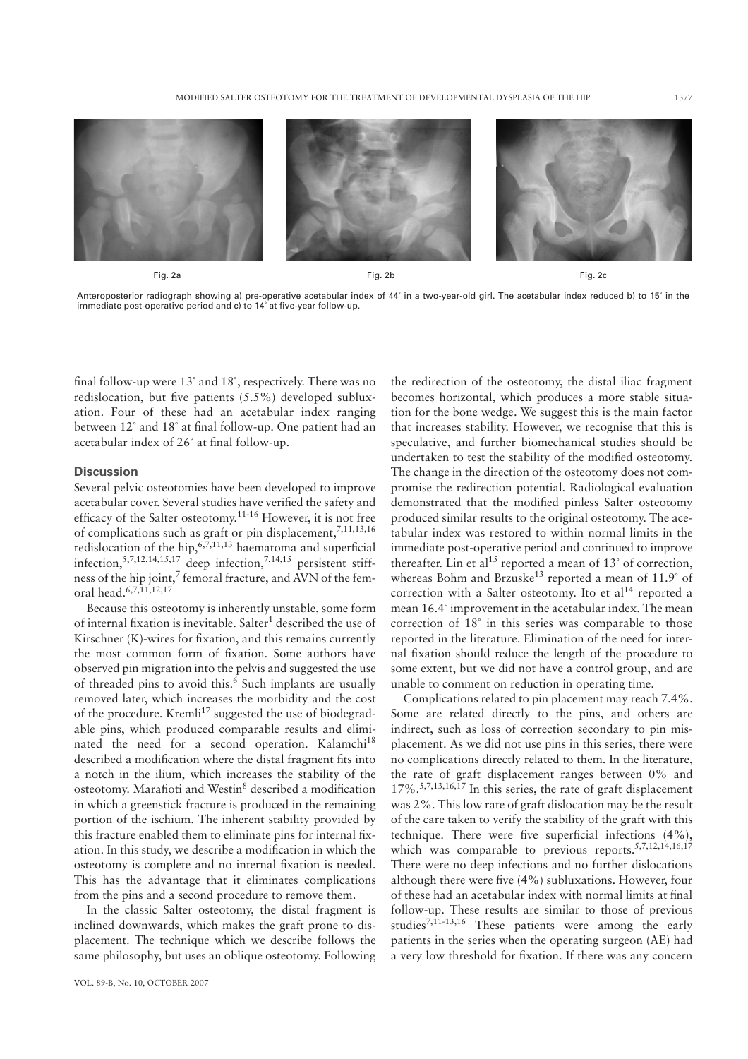Fig. 2a

Fig. 2b

Fig. 2c

Anteroposterior radiograph showing a) pre-operative acetabular index of 44˚ in a two-year-old girl. The acetabular index reduced b) to 15˚ in the immediate post-operative period and c) to 14˚ at five-year follow-up.

final follow-up were 13˚ and 18˚, respectively. There was no redislocation, but five patients (5.5%) developed subluxation. Four of these had an acetabular index ranging between 12˚ and 18˚ at final follow-up. One patient had an acetabular index of 26˚ at final follow-up.

## Discussion

Several pelvic osteotomies have been developed to improve acetabular cover. Several studies have verified the safety and efficacy of the Salter osteotomy.[11-16] However, it is not free of complications such as graft or pin displacement,[7,11,13,16] redislocation of the hip,[6,7,11,13] haematoma and superficial infection,[5,7,12,14,15,17] deep infection,[7,14,15] persistent stiffness of the hip joint,[7] femoral fracture, and AVN of the femoral head.[6,7,11,12,17]

Because this osteotomy is inherently unstable, some form of internal fixation is inevitable. Salter[1] described the use of Kirschner (K)-wires for fixation, and this remains currently the most common form of fixation. Some authors have observed pin migration into the pelvis and suggested the use of threaded pins to avoid this.[6] Such implants are usually removed later, which increases the morbidity and the cost of the procedure. Kremli[17] suggested the use of biodegradable pins, which produced comparable results and eliminated the need for a second operation. Kalamchi[18] described a modification where the distal fragment fits into a notch in the ilium, which increases the stability of the osteotomy. Marafioti and Westin[8] described a modification in which a greenstick fracture is produced in the remaining portion of the ischium. The inherent stability provided by this fracture enabled them to eliminate pins for internal fixation. In this study, we describe a modification in which the osteotomy is complete and no internal fixation is needed. This has the advantage that it eliminates complications from the pins and a second procedure to remove them.

In the classic Salter osteotomy, the distal fragment is inclined downwards, which makes the graft prone to displacement. The technique which we describe follows the same philosophy, but uses an oblique osteotomy. Following the redirection of the osteotomy, the distal iliac fragment becomes horizontal, which produces a more stable situation for the bone wedge. We suggest this is the main factor that increases stability. However, we recognise that this is speculative, and further biomechanical studies should be undertaken to test the stability of the modified osteotomy. The change in the direction of the osteotomy does not compromise the redirection potential. Radiological evaluation demonstrated that the modified pinless Salter osteotomy produced similar results to the original osteotomy. The acetabular index was restored to within normal limits in the immediate post-operative period and continued to improve thereafter. Lin et al[15] reported a mean of 13˚ of correction, whereas Bohm and Brzuske[13] reported a mean of 11.9˚ of correction with a Salter osteotomy. Ito et al[14] reported a mean 16.4˚ improvement in the acetabular index. The mean correction of 18˚ in this series was comparable to those reported in the literature. Elimination of the need for internal fixation should reduce the length of the procedure to some extent, but we did not have a control group, and are unable to comment on reduction in operating time.

Complications related to pin placement may reach 7.4%. Some are related directly to the pins, and others are indirect, such as loss of correction secondary to pin misplacement. As we did not use pins in this series, there were no complications directly related to them. In the literature, the rate of graft displacement ranges between 0% and 17%.[5,7,13,16,17] In this series, the rate of graft displacement was 2%. This low rate of graft dislocation may be the result of the care taken to verify the stability of the graft with this technique. There were five superficial infections (4%), which was comparable to previous reports.[5,7,12,14,16,17] There were no deep infections and no further dislocations although there were five (4%) subluxations. However, four of these had an acetabular index with normal limits at final follow-up. These results are similar to those of previous studies[7,11-13,16] These patients were among the early patients in the series when the operating surgeon (AE) had a very low threshold for fixation. If there was any concern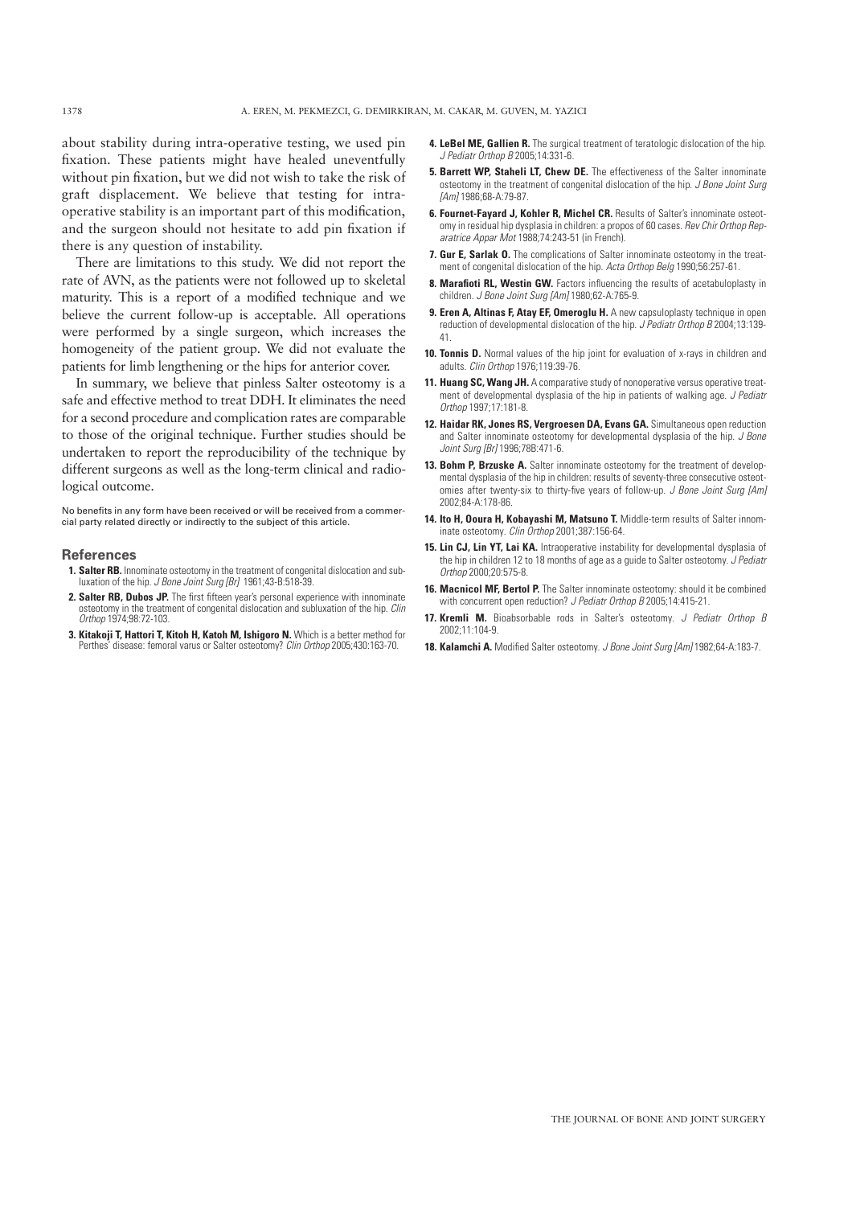about stability during intra-operative testing, we used pin fixation. These patients might have healed uneventfully without pin fixation, but we did not wish to take the risk of graft displacement. We believe that testing for intra-operative stability is an important part of this modification, and the surgeon should not hesitate to add pin fixation if there is any question of instability.

There are limitations to this study. We did not report the rate of AVN, as the patients were not followed up to skeletal maturity. This is a report of a modified technique and we believe the current follow-up is acceptable. All operations were performed by a single surgeon, which increases the homogeneity of the patient group. We did not evaluate the patients for limb lengthening or the hips for anterior cover.

In summary, we believe that pinless Salter osteotomy is a safe and effective method to treat DDH. It eliminates the need for a second procedure and complication rates are comparable to those of the original technique. Further studies should be undertaken to report the reproducibility of the technique by different surgeons as well as the long-term clinical and radiological outcome.

No benefits in any form have been received or will be received from a commercial party related directly or indirectly to the subject of this article.

## References

1. **Salter RB.** Innominate osteotomy in the treatment of congenital dislocation and subluxation of the hip. *J Bone Joint Surg [Br]* 1961;43-B:518-39.
2. **Salter RB, Dubos JP.** The first fifteen year's personal experience with innominate osteotomy in the treatment of congenital dislocation and subluxation of the hip. *Clin Orthop* 1974;98:72-103.
3. **Kitakoji T, Hattori T, Kitoh H, Katoh M, Ishigoro N.** Which is a better method for Perthes' disease: femoral varus or Salter osteotomy? *Clin Orthop* 2005;430:163-70.
4. **LeBel ME, Gallien R.** The surgical treatment of teratologic dislocation of the hip. *J Pediatr Orthop B* 2005;14:331-6.
5. **Barrett WP, Staheli LT, Chew DE.** The effectiveness of the Salter innominate osteotomy in the treatment of congenital dislocation of the hip. *J Bone Joint Surg [Am]* 1986;68-A:79-87.
6. **Fournet-Fayard J, Kohler R, Michel CR.** Results of Salter's innominate osteotomy in residual hip dysplasia in children: a propos of 60 cases. *Rev Chir Orthop Reparatrice Appar Mot* 1988;74:243-51 (in French).
7. **Gur E, Sarlak O.** The complications of Salter innominate osteotomy in the treatment of congenital dislocation of the hip. *Acta Orthop Belg* 1990;56:257-61.
8. **Marafioti RL, Westin GW.** Factors influencing the results of acetabuloplasty in children. *J Bone Joint Surg [Am]* 1980;62-A:765-9.
9. **Eren A, Altinas F, Atay EF, Omeroglu H.** A new capsuloplasty technique in open reduction of developmental dislocation of the hip. *J Pediatr Orthop B* 2004;13:139-41.
10. **Tonnis D.** Normal values of the hip joint for evaluation of x-rays in children and adults. *Clin Orthop* 1976;119:39-76.
11. **Huang SC, Wang JH.** A comparative study of nonoperative versus operative treatment of developmental dysplasia of the hip in patients of walking age. *J Pediatr Orthop* 1997;17:181-8.
12. **Haidar RK, Jones RS, Vergroesen DA, Evans GA.** Simultaneous open reduction and Salter innominate osteotomy for developmental dysplasia of the hip. *J Bone Joint Surg [Br]* 1996;78B:471-6.
13. **Bohm P, Brzuske A.** Salter innominate osteotomy for the treatment of developmental dysplasia of the hip in children: results of seventy-three consecutive osteotomies after twenty-six to thirty-five years of follow-up. *J Bone Joint Surg [Am]* 2002;84-A:178-86.
14. **Ito H, Ooura H, Kobayashi M, Matsuno T.** Middle-term results of Salter innominate osteotomy. *Clin Orthop* 2001;387:156-64.
15. **Lin CJ, Lin YT, Lai KA.** Intraoperative instability for developmental dysplasia of the hip in children 12 to 18 months of age as a guide to Salter osteotomy. *J Pediatr Orthop* 2000;20:575-8.
16. **Macnicol MF, Bertol P.** The Salter innominate osteotomy: should it be combined with concurrent open reduction? *J Pediatr Orthop B* 2005;14:415-21.
17. **Kremli M.** Bioabsorbable rods in Salter's osteotomy. *J Pediatr Orthop B* 2002;11:104-9.
18. **Kalamchi A.** Modified Salter osteotomy. *J Bone Joint Surg [Am]* 1982;64-A:183-7.